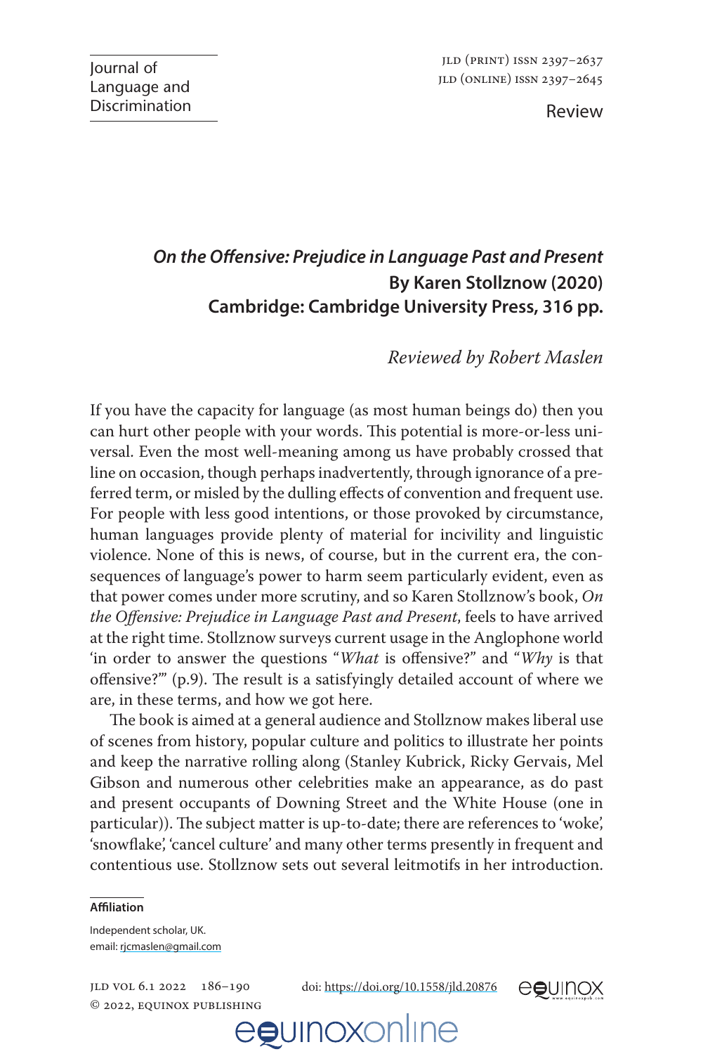Review

# *On the Offensive: Prejudice in Language Past and Present*

**By Karen Stollznow (2020)**

**Cambridge: Cambridge University Press, 316 pp.**

*Reviewed by Robert Maslen*

If you have the capacity for language (as most human beings do) then you can hurt other people with your words. This potential is more-or-less universal. Even the most well-meaning among us have probably crossed that line on occasion, though perhaps inadvertently, through ignorance of a preferred term, or misled by the dulling effects of convention and frequent use. For people with less good intentions, or those provoked by circumstance, human languages provide plenty of material for incivility and linguistic violence. None of this is news, of course, but in the current era, the consequences of language's power to harm seem particularly evident, even as that power comes under more scrutiny, and so Karen Stollznow's book, *On the Offensive: Prejudice in Language Past and Present*, feels to have arrived at the right time. Stollznow surveys current usage in the Anglophone world 'in order to answer the questions "*What* is offensive?" and "*Why* is that offensive?"' (p.9). The result is a satisfyingly detailed account of where we are, in these terms, and how we got here.

The book is aimed at a general audience and Stollznow makes liberal use of scenes from history, popular culture and politics to illustrate her points and keep the narrative rolling along (Stanley Kubrick, Ricky Gervais, Mel Gibson and numerous other celebrities make an appearance, as do past and present occupants of Downing Street and the White House (one in particular)). The subject matter is up-to-date; there are references to 'woke', 'snowflake', 'cancel culture' and many other terms presently in frequent and contentious use. Stollznow sets out several leitmotifs in her introduction.

**Affiliation**

Independent scholar, UK.
email: rjcmaslen@gmail.com

doi: https://doi.org/10.1558/jld.20876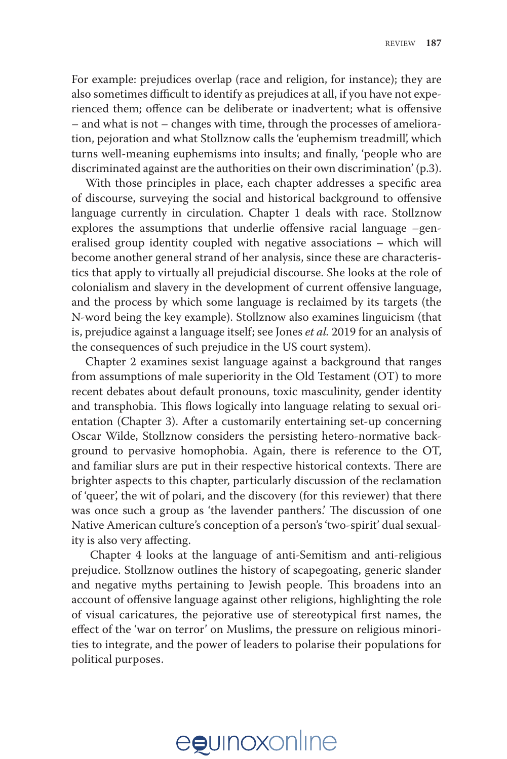For example: prejudices overlap (race and religion, for instance); they are also sometimes difficult to identify as prejudices at all, if you have not experienced them; offence can be deliberate or inadvertent; what is offensive – and what is not – changes with time, through the processes of amelioration, pejoration and what Stollznow calls the 'euphemism treadmill', which turns well-meaning euphemisms into insults; and finally, 'people who are discriminated against are the authorities on their own discrimination' (p.3).

With those principles in place, each chapter addresses a specific area of discourse, surveying the social and historical background to offensive language currently in circulation. Chapter 1 deals with race. Stollznow explores the assumptions that underlie offensive racial language –generalised group identity coupled with negative associations – which will become another general strand of her analysis, since these are characteristics that apply to virtually all prejudicial discourse. She looks at the role of colonialism and slavery in the development of current offensive language, and the process by which some language is reclaimed by its targets (the N-word being the key example). Stollznow also examines linguicism (that is, prejudice against a language itself; see Jones *et al.* 2019 for an analysis of the consequences of such prejudice in the US court system).

Chapter 2 examines sexist language against a background that ranges from assumptions of male superiority in the Old Testament (OT) to more recent debates about default pronouns, toxic masculinity, gender identity and transphobia. This flows logically into language relating to sexual orientation (Chapter 3). After a customarily entertaining set-up concerning Oscar Wilde, Stollznow considers the persisting hetero-normative background to pervasive homophobia. Again, there is reference to the OT, and familiar slurs are put in their respective historical contexts. There are brighter aspects to this chapter, particularly discussion of the reclamation of 'queer', the wit of polari, and the discovery (for this reviewer) that there was once such a group as 'the lavender panthers.' The discussion of one Native American culture's conception of a person's 'two-spirit' dual sexuality is also very affecting.

Chapter 4 looks at the language of anti-Semitism and anti-religious prejudice. Stollznow outlines the history of scapegoating, generic slander and negative myths pertaining to Jewish people. This broadens into an account of offensive language against other religions, highlighting the role of visual caricatures, the pejorative use of stereotypical first names, the effect of the 'war on terror' on Muslims, the pressure on religious minorities to integrate, and the power of leaders to polarise their populations for political purposes.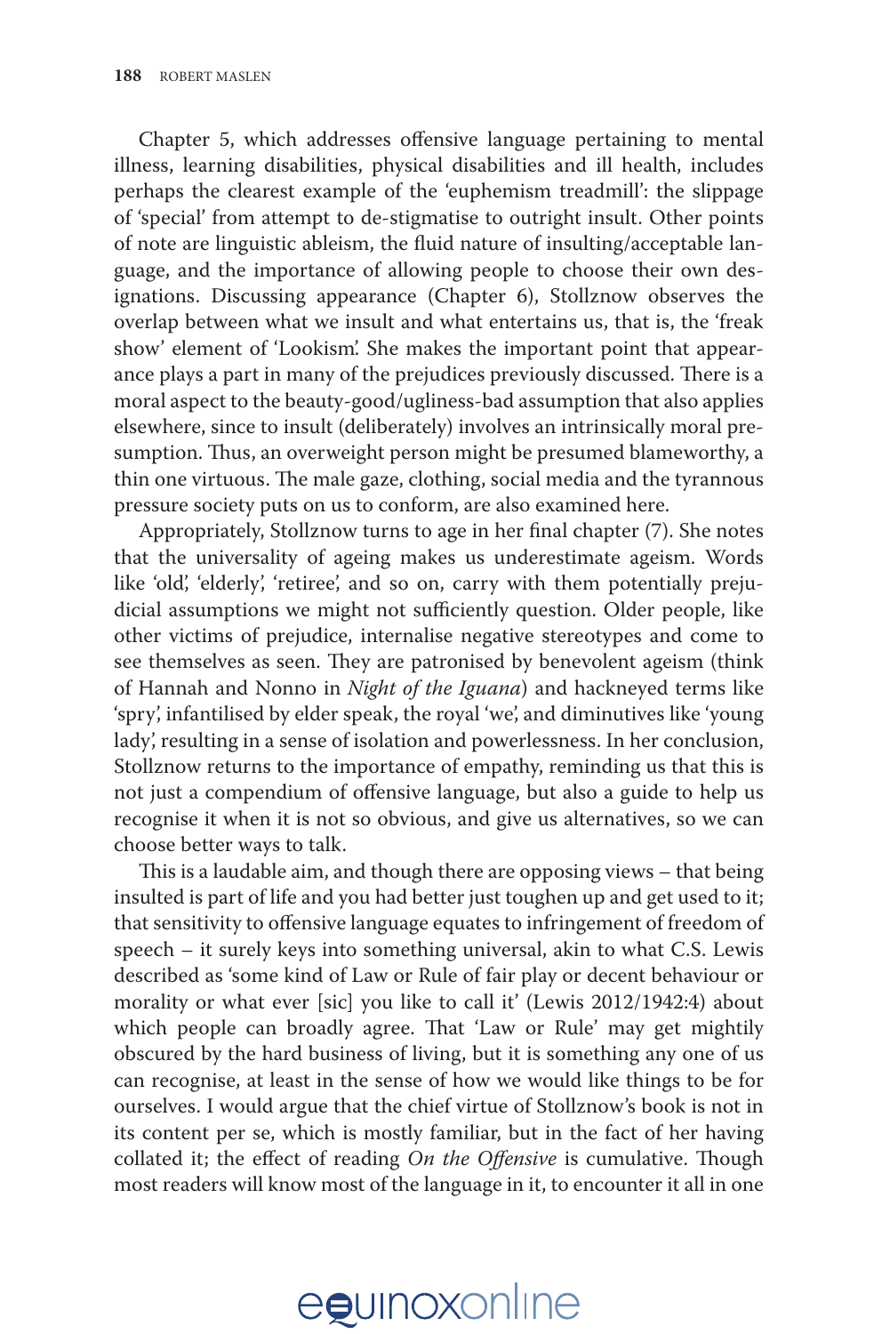Chapter 5, which addresses offensive language pertaining to mental illness, learning disabilities, physical disabilities and ill health, includes perhaps the clearest example of the 'euphemism treadmill': the slippage of 'special' from attempt to de-stigmatise to outright insult. Other points of note are linguistic ableism, the fluid nature of insulting/acceptable language, and the importance of allowing people to choose their own designations. Discussing appearance (Chapter 6), Stollznow observes the overlap between what we insult and what entertains us, that is, the 'freak show' element of 'Lookism'. She makes the important point that appearance plays a part in many of the prejudices previously discussed. There is a moral aspect to the beauty-good/ugliness-bad assumption that also applies elsewhere, since to insult (deliberately) involves an intrinsically moral presumption. Thus, an overweight person might be presumed blameworthy, a thin one virtuous. The male gaze, clothing, social media and the tyrannous pressure society puts on us to conform, are also examined here.

Appropriately, Stollznow turns to age in her final chapter (7). She notes that the universality of ageing makes us underestimate ageism. Words like 'old', 'elderly', 'retiree', and so on, carry with them potentially prejudicial assumptions we might not sufficiently question. Older people, like other victims of prejudice, internalise negative stereotypes and come to see themselves as seen. They are patronised by benevolent ageism (think of Hannah and Nonno in *Night of the Iguana*) and hackneyed terms like 'spry', infantilised by elder speak, the royal 'we', and diminutives like 'young lady', resulting in a sense of isolation and powerlessness. In her conclusion, Stollznow returns to the importance of empathy, reminding us that this is not just a compendium of offensive language, but also a guide to help us recognise it when it is not so obvious, and give us alternatives, so we can choose better ways to talk.

This is a laudable aim, and though there are opposing views – that being insulted is part of life and you had better just toughen up and get used to it; that sensitivity to offensive language equates to infringement of freedom of speech – it surely keys into something universal, akin to what C.S. Lewis described as 'some kind of Law or Rule of fair play or decent behaviour or morality or what ever [sic] you like to call it' (Lewis 2012/1942:4) about which people can broadly agree. That 'Law or Rule' may get mightily obscured by the hard business of living, but it is something any one of us can recognise, at least in the sense of how we would like things to be for ourselves. I would argue that the chief virtue of Stollznow's book is not in its content per se, which is mostly familiar, but in the fact of her having collated it; the effect of reading *On the Offensive* is cumulative. Though most readers will know most of the language in it, to encounter it all in one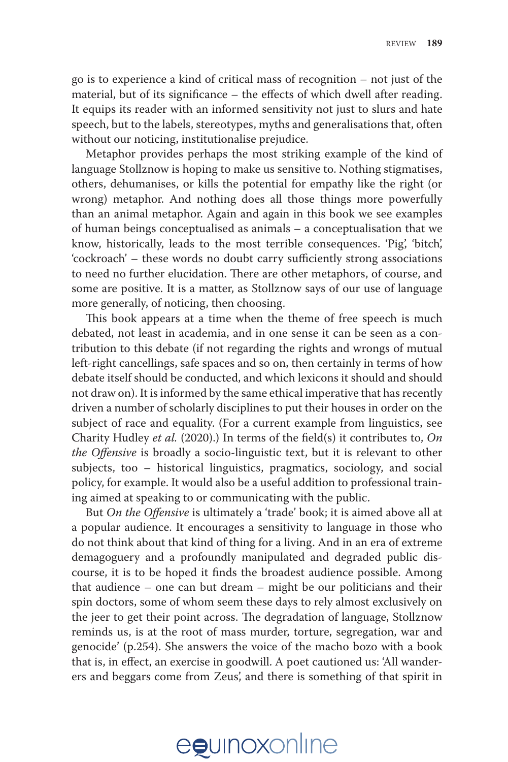go is to experience a kind of critical mass of recognition – not just of the material, but of its significance – the effects of which dwell after reading. It equips its reader with an informed sensitivity not just to slurs and hate speech, but to the labels, stereotypes, myths and generalisations that, often without our noticing, institutionalise prejudice.

Metaphor provides perhaps the most striking example of the kind of language Stollznow is hoping to make us sensitive to. Nothing stigmatises, others, dehumanises, or kills the potential for empathy like the right (or wrong) metaphor. And nothing does all those things more powerfully than an animal metaphor. Again and again in this book we see examples of human beings conceptualised as animals – a conceptualisation that we know, historically, leads to the most terrible consequences. 'Pig', 'bitch', 'cockroach' – these words no doubt carry sufficiently strong associations to need no further elucidation. There are other metaphors, of course, and some are positive. It is a matter, as Stollznow says of our use of language more generally, of noticing, then choosing.

This book appears at a time when the theme of free speech is much debated, not least in academia, and in one sense it can be seen as a contribution to this debate (if not regarding the rights and wrongs of mutual left-right cancellings, safe spaces and so on, then certainly in terms of how debate itself should be conducted, and which lexicons it should and should not draw on). It is informed by the same ethical imperative that has recently driven a number of scholarly disciplines to put their houses in order on the subject of race and equality. (For a current example from linguistics, see Charity Hudley *et al.* (2020).) In terms of the field(s) it contributes to, *On the Offensive* is broadly a socio-linguistic text, but it is relevant to other subjects, too – historical linguistics, pragmatics, sociology, and social policy, for example. It would also be a useful addition to professional training aimed at speaking to or communicating with the public.

But *On the Offensive* is ultimately a 'trade' book; it is aimed above all at a popular audience. It encourages a sensitivity to language in those who do not think about that kind of thing for a living. And in an era of extreme demagoguery and a profoundly manipulated and degraded public discourse, it is to be hoped it finds the broadest audience possible. Among that audience – one can but dream – might be our politicians and their spin doctors, some of whom seem these days to rely almost exclusively on the jeer to get their point across. The degradation of language, Stollznow reminds us, is at the root of mass murder, torture, segregation, war and genocide' (p.254). She answers the voice of the macho bozo with a book that is, in effect, an exercise in goodwill. A poet cautioned us: 'All wanderers and beggars come from Zeus', and there is something of that spirit in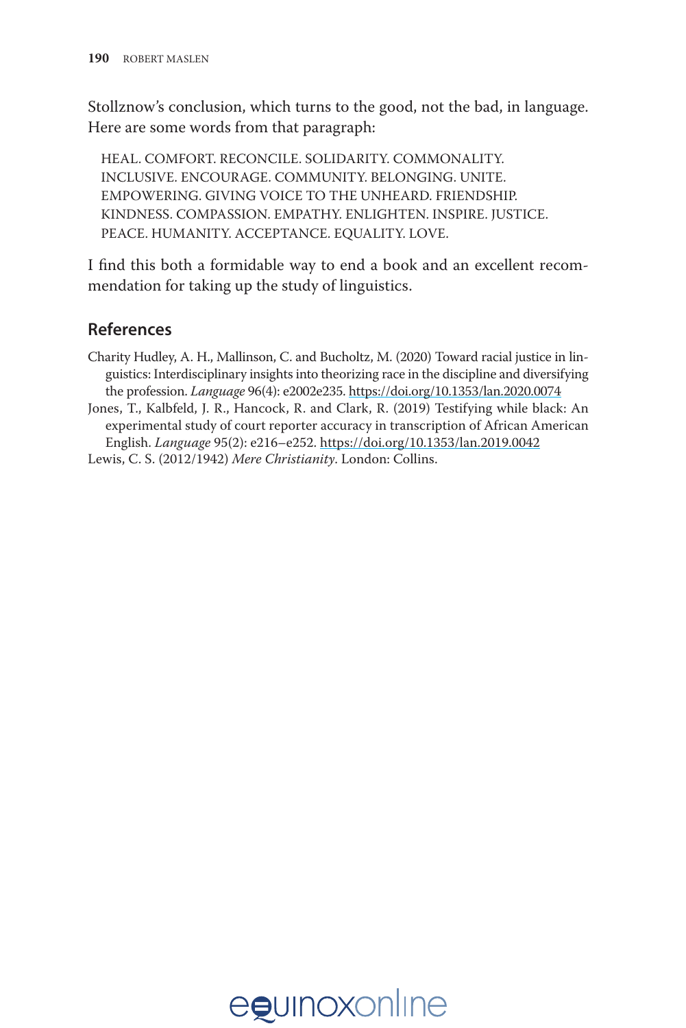Stollznow's conclusion, which turns to the good, not the bad, in language. Here are some words from that paragraph:

> HEAL. COMFORT. RECONCILE. SOLIDARITY. COMMONALITY. INCLUSIVE. ENCOURAGE. COMMUNITY. BELONGING. UNITE. EMPOWERING. GIVING VOICE TO THE UNHEARD. FRIENDSHIP. KINDNESS. COMPASSION. EMPATHY. ENLIGHTEN. INSPIRE. JUSTICE. PEACE. HUMANITY. ACCEPTANCE. EQUALITY. LOVE.

I find this both a formidable way to end a book and an excellent recommendation for taking up the study of linguistics.

## References

Charity Hudley, A. H., Mallinson, C. and Bucholtz, M. (2020) Toward racial justice in linguistics: Interdisciplinary insights into theorizing race in the discipline and diversifying the profession. *Language* 96(4): e2002e235. https://doi.org/10.1353/lan.2020.0074

Jones, T., Kalbfeld, J. R., Hancock, R. and Clark, R. (2019) Testifying while black: An experimental study of court reporter accuracy in transcription of African American English. *Language* 95(2): e216–e252. https://doi.org/10.1353/lan.2019.0042

Lewis, C. S. (2012/1942) *Mere Christianity*. London: Collins.